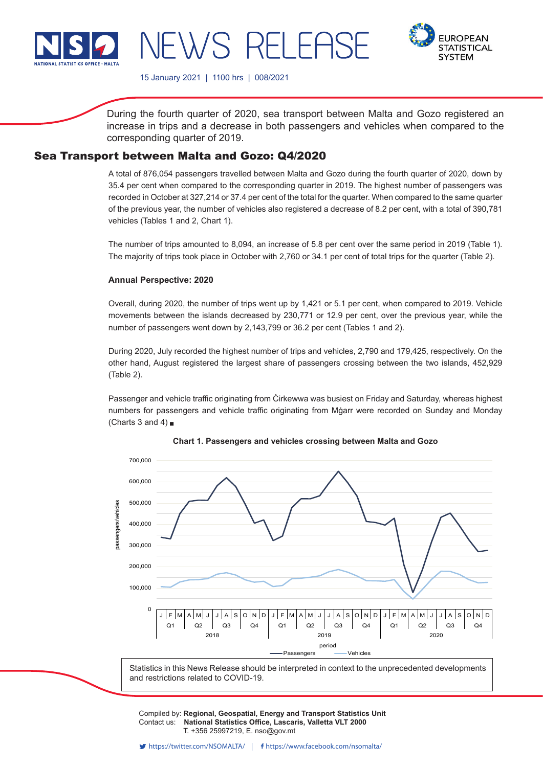# NEWS RELEASE

15 January 2021 | 1100 hrs | 008/2021

During the fourth quarter of 2020, sea transport between Malta and Gozo registered an increase in trips and a decrease in both passengers and vehicles when compared to the corresponding quarter of 2019.

## Sea Transport between Malta and Gozo: Q4/2020

A total of 876,054 passengers travelled between Malta and Gozo during the fourth quarter of 2020, down by 35.4 per cent when compared to the corresponding quarter in 2019. The highest number of passengers was recorded in October at 327,214 or 37.4 per cent of the total for the quarter. When compared to the same quarter of the previous year, the number of vehicles also registered a decrease of 8.2 per cent, with a total of 390,781 vehicles (Tables 1 and 2, Chart 1).

The number of trips amounted to 8,094, an increase of 5.8 per cent over the same period in 2019 (Table 1). The majority of trips took place in October with 2,760 or 34.1 per cent of total trips for the quarter (Table 2).

**Annual Perspective: 2020**

Overall, during 2020, the number of trips went up by 1,421 or 5.1 per cent, when compared to 2019. Vehicle movements between the islands decreased by 230,771 or 12.9 per cent, over the previous year, while the number of passengers went down by 2,143,799 or 36.2 per cent (Tables 1 and 2).

During 2020, July recorded the highest number of trips and vehicles, 2,790 and 179,425, respectively. On the other hand, August registered the largest share of passengers crossing between the two islands, 452,929 (Table 2).

Passenger and vehicle traffic originating from Ċirkewwa was busiest on Friday and Saturday, whereas highest numbers for passengers and vehicle traffic originating from Mġarr were recorded on Sunday and Monday (Charts 3 and 4) ■

**Chart 1. Passengers and vehicles crossing between Malta and Gozo**

Statistics in this News Release should be interpreted in context to the unprecedented developments and restrictions related to COVID-19.

Compiled by: **Regional, Geospatial, Energy and Transport Statistics Unit**
Contact us: **National Statistics Office, Lascaris, Valletta VLT 2000**
T. +356 25997219, E. nso@gov.mt

https://twitter.com/NSOMALTA/ | https://www.facebook.com/nsomalta/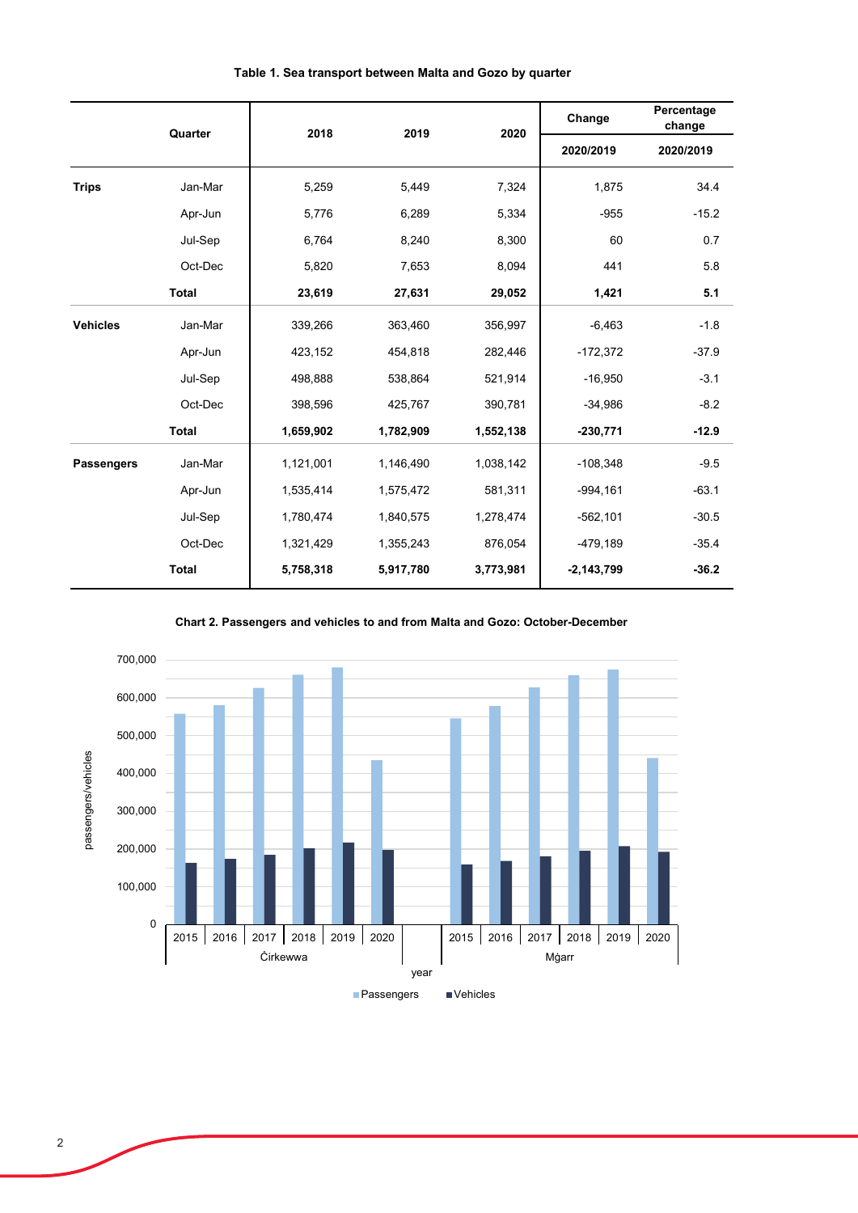**Table 1. Sea transport between Malta and Gozo by quarter**

| | Quarter | 2018 | 2019 | 2020 | Change 2020/2019 | Percentage change 2020/2019 |
|---|---|---|---|---|---|---|
| **Trips** | Jan-Mar | 5,259 | 5,449 | 7,324 | 1,875 | 34.4 |
| | Apr-Jun | 5,776 | 6,289 | 5,334 | -955 | -15.2 |
| | Jul-Sep | 6,764 | 8,240 | 8,300 | 60 | 0.7 |
| | Oct-Dec | 5,820 | 7,653 | 8,094 | 441 | 5.8 |
| | **Total** | **23,619** | **27,631** | **29,052** | **1,421** | **5.1** |
| **Vehicles** | Jan-Mar | 339,266 | 363,460 | 356,997 | -6,463 | -1.8 |
| | Apr-Jun | 423,152 | 454,818 | 282,446 | -172,372 | -37.9 |
| | Jul-Sep | 498,888 | 538,864 | 521,914 | -16,950 | -3.1 |
| | Oct-Dec | 398,596 | 425,767 | 390,781 | -34,986 | -8.2 |
| | **Total** | **1,659,902** | **1,782,909** | **1,552,138** | **-230,771** | **-12.9** |
| **Passengers** | Jan-Mar | 1,121,001 | 1,146,490 | 1,038,142 | -108,348 | -9.5 |
| | Apr-Jun | 1,535,414 | 1,575,472 | 581,311 | -994,161 | -63.1 |
| | Jul-Sep | 1,780,474 | 1,840,575 | 1,278,474 | -562,101 | -30.5 |
| | Oct-Dec | 1,321,429 | 1,355,243 | 876,054 | -479,189 | -35.4 |
| | **Total** | **5,758,318** | **5,917,780** | **3,773,981** | **-2,143,799** | **-36.2** |

**Chart 2. Passengers and vehicles to and from Malta and Gozo: October-December**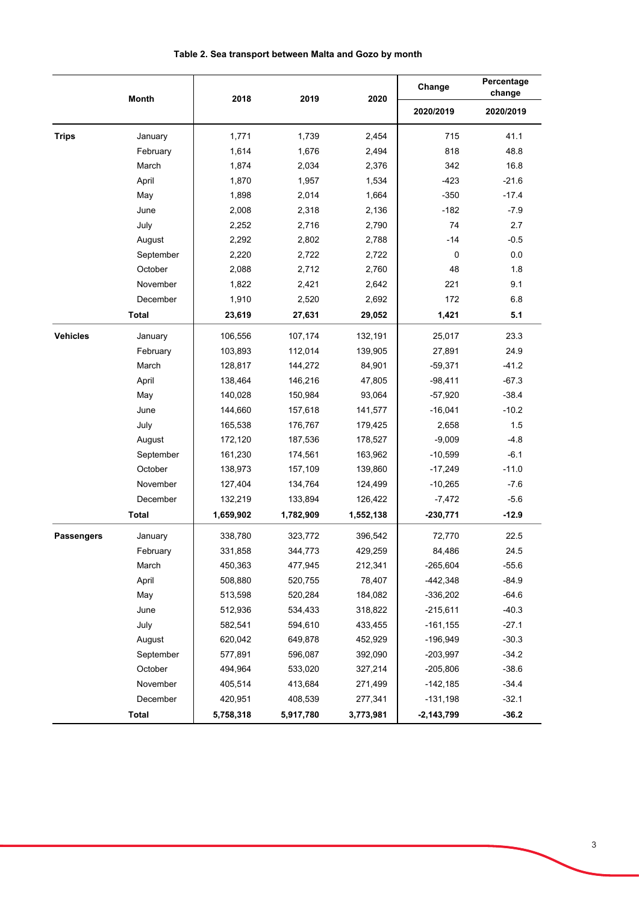**Table 2. Sea transport between Malta and Gozo by month**

| | Month | 2018 | 2019 | 2020 | Change | Percentage change |
|---|---|---|---|---|---|---|
| | | | | | 2020/2019 | 2020/2019 |
| **Trips** | January | 1,771 | 1,739 | 2,454 | 715 | 41.1 |
| | February | 1,614 | 1,676 | 2,494 | 818 | 48.8 |
| | March | 1,874 | 2,034 | 2,376 | 342 | 16.8 |
| | April | 1,870 | 1,957 | 1,534 | -423 | -21.6 |
| | May | 1,898 | 2,014 | 1,664 | -350 | -17.4 |
| | June | 2,008 | 2,318 | 2,136 | -182 | -7.9 |
| | July | 2,252 | 2,716 | 2,790 | 74 | 2.7 |
| | August | 2,292 | 2,802 | 2,788 | -14 | -0.5 |
| | September | 2,220 | 2,722 | 2,722 | 0 | 0.0 |
| | October | 2,088 | 2,712 | 2,760 | 48 | 1.8 |
| | November | 1,822 | 2,421 | 2,642 | 221 | 9.1 |
| | December | 1,910 | 2,520 | 2,692 | 172 | 6.8 |
| | **Total** | **23,619** | **27,631** | **29,052** | **1,421** | **5.1** |
| **Vehicles** | January | 106,556 | 107,174 | 132,191 | 25,017 | 23.3 |
| | February | 103,893 | 112,014 | 139,905 | 27,891 | 24.9 |
| | March | 128,817 | 144,272 | 84,901 | -59,371 | -41.2 |
| | April | 138,464 | 146,216 | 47,805 | -98,411 | -67.3 |
| | May | 140,028 | 150,984 | 93,064 | -57,920 | -38.4 |
| | June | 144,660 | 157,618 | 141,577 | -16,041 | -10.2 |
| | July | 165,538 | 176,767 | 179,425 | 2,658 | 1.5 |
| | August | 172,120 | 187,536 | 178,527 | -9,009 | -4.8 |
| | September | 161,230 | 174,561 | 163,962 | -10,599 | -6.1 |
| | October | 138,973 | 157,109 | 139,860 | -17,249 | -11.0 |
| | November | 127,404 | 134,764 | 124,499 | -10,265 | -7.6 |
| | December | 132,219 | 133,894 | 126,422 | -7,472 | -5.6 |
| | **Total** | **1,659,902** | **1,782,909** | **1,552,138** | **-230,771** | **-12.9** |
| **Passengers** | January | 338,780 | 323,772 | 396,542 | 72,770 | 22.5 |
| | February | 331,858 | 344,773 | 429,259 | 84,486 | 24.5 |
| | March | 450,363 | 477,945 | 212,341 | -265,604 | -55.6 |
| | April | 508,880 | 520,755 | 78,407 | -442,348 | -84.9 |
| | May | 513,598 | 520,284 | 184,082 | -336,202 | -64.6 |
| | June | 512,936 | 534,433 | 318,822 | -215,611 | -40.3 |
| | July | 582,541 | 594,610 | 433,455 | -161,155 | -27.1 |
| | August | 620,042 | 649,878 | 452,929 | -196,949 | -30.3 |
| | September | 577,891 | 596,087 | 392,090 | -203,997 | -34.2 |
| | October | 494,964 | 533,020 | 327,214 | -205,806 | -38.6 |
| | November | 405,514 | 413,684 | 271,499 | -142,185 | -34.4 |
| | December | 420,951 | 408,539 | 277,341 | -131,198 | -32.1 |
| | **Total** | **5,758,318** | **5,917,780** | **3,773,981** | **-2,143,799** | **-36.2** |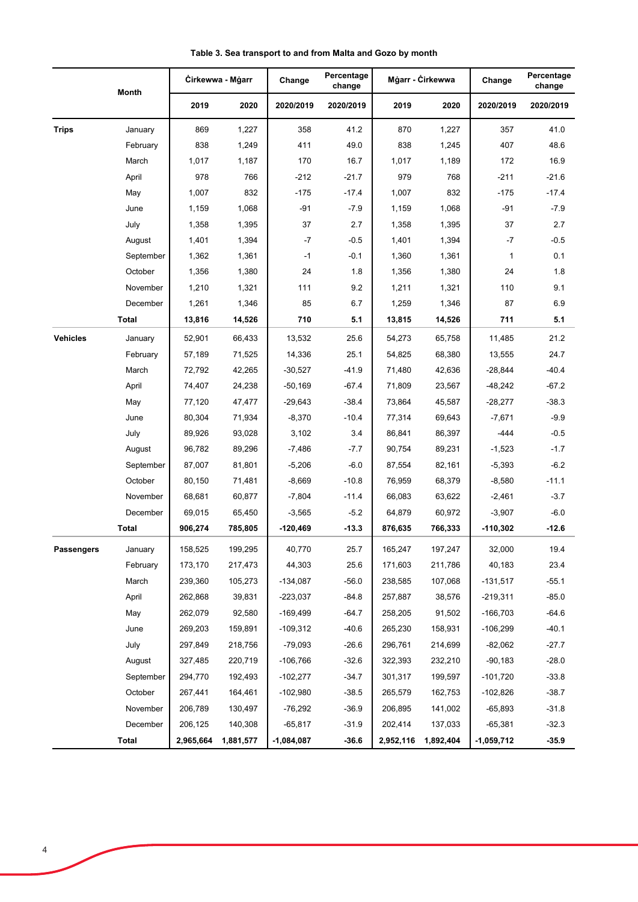**Table 3. Sea transport to and from Malta and Gozo by month**

| | Month | Ċirkewwa - Mġarr | | Change | Percentage change | Mġarr - Ċirkewwa | | Change | Percentage change |
|---|---|---|---|---|---|---|---|---|---|
| | | 2019 | 2020 | 2020/2019 | 2020/2019 | 2019 | 2020 | 2020/2019 | 2020/2019 |
| **Trips** | January | 869 | 1,227 | 358 | 41.2 | 870 | 1,227 | 357 | 41.0 |
| | February | 838 | 1,249 | 411 | 49.0 | 838 | 1,245 | 407 | 48.6 |
| | March | 1,017 | 1,187 | 170 | 16.7 | 1,017 | 1,189 | 172 | 16.9 |
| | April | 978 | 766 | -212 | -21.7 | 979 | 768 | -211 | -21.6 |
| | May | 1,007 | 832 | -175 | -17.4 | 1,007 | 832 | -175 | -17.4 |
| | June | 1,159 | 1,068 | -91 | -7.9 | 1,159 | 1,068 | -91 | -7.9 |
| | July | 1,358 | 1,395 | 37 | 2.7 | 1,358 | 1,395 | 37 | 2.7 |
| | August | 1,401 | 1,394 | -7 | -0.5 | 1,401 | 1,394 | -7 | -0.5 |
| | September | 1,362 | 1,361 | -1 | -0.1 | 1,360 | 1,361 | 1 | 0.1 |
| | October | 1,356 | 1,380 | 24 | 1.8 | 1,356 | 1,380 | 24 | 1.8 |
| | November | 1,210 | 1,321 | 111 | 9.2 | 1,211 | 1,321 | 110 | 9.1 |
| | December | 1,261 | 1,346 | 85 | 6.7 | 1,259 | 1,346 | 87 | 6.9 |
| | **Total** | **13,816** | **14,526** | **710** | **5.1** | **13,815** | **14,526** | **711** | **5.1** |
| **Vehicles** | January | 52,901 | 66,433 | 13,532 | 25.6 | 54,273 | 65,758 | 11,485 | 21.2 |
| | February | 57,189 | 71,525 | 14,336 | 25.1 | 54,825 | 68,380 | 13,555 | 24.7 |
| | March | 72,792 | 42,265 | -30,527 | -41.9 | 71,480 | 42,636 | -28,844 | -40.4 |
| | April | 74,407 | 24,238 | -50,169 | -67.4 | 71,809 | 23,567 | -48,242 | -67.2 |
| | May | 77,120 | 47,477 | -29,643 | -38.4 | 73,864 | 45,587 | -28,277 | -38.3 |
| | June | 80,304 | 71,934 | -8,370 | -10.4 | 77,314 | 69,643 | -7,671 | -9.9 |
| | July | 89,926 | 93,028 | 3,102 | 3.4 | 86,841 | 86,397 | -444 | -0.5 |
| | August | 96,782 | 89,296 | -7,486 | -7.7 | 90,754 | 89,231 | -1,523 | -1.7 |
| | September | 87,007 | 81,801 | -5,206 | -6.0 | 87,554 | 82,161 | -5,393 | -6.2 |
| | October | 80,150 | 71,481 | -8,669 | -10.8 | 76,959 | 68,379 | -8,580 | -11.1 |
| | November | 68,681 | 60,877 | -7,804 | -11.4 | 66,083 | 63,622 | -2,461 | -3.7 |
| | December | 69,015 | 65,450 | -3,565 | -5.2 | 64,879 | 60,972 | -3,907 | -6.0 |
| | **Total** | **906,274** | **785,805** | **-120,469** | **-13.3** | **876,635** | **766,333** | **-110,302** | **-12.6** |
| **Passengers** | January | 158,525 | 199,295 | 40,770 | 25.7 | 165,247 | 197,247 | 32,000 | 19.4 |
| | February | 173,170 | 217,473 | 44,303 | 25.6 | 171,603 | 211,786 | 40,183 | 23.4 |
| | March | 239,360 | 105,273 | -134,087 | -56.0 | 238,585 | 107,068 | -131,517 | -55.1 |
| | April | 262,868 | 39,831 | -223,037 | -84.8 | 257,887 | 38,576 | -219,311 | -85.0 |
| | May | 262,079 | 92,580 | -169,499 | -64.7 | 258,205 | 91,502 | -166,703 | -64.6 |
| | June | 269,203 | 159,891 | -109,312 | -40.6 | 265,230 | 158,931 | -106,299 | -40.1 |
| | July | 297,849 | 218,756 | -79,093 | -26.6 | 296,761 | 214,699 | -82,062 | -27.7 |
| | August | 327,485 | 220,719 | -106,766 | -32.6 | 322,393 | 232,210 | -90,183 | -28.0 |
| | September | 294,770 | 192,493 | -102,277 | -34.7 | 301,317 | 199,597 | -101,720 | -33.8 |
| | October | 267,441 | 164,461 | -102,980 | -38.5 | 265,579 | 162,753 | -102,826 | -38.7 |
| | November | 206,789 | 130,497 | -76,292 | -36.9 | 206,895 | 141,002 | -65,893 | -31.8 |
| | December | 206,125 | 140,308 | -65,817 | -31.9 | 202,414 | 137,033 | -65,381 | -32.3 |
| | **Total** | **2,965,664** | **1,881,577** | **-1,084,087** | **-36.6** | **2,952,116** | **1,892,404** | **-1,059,712** | **-35.9** |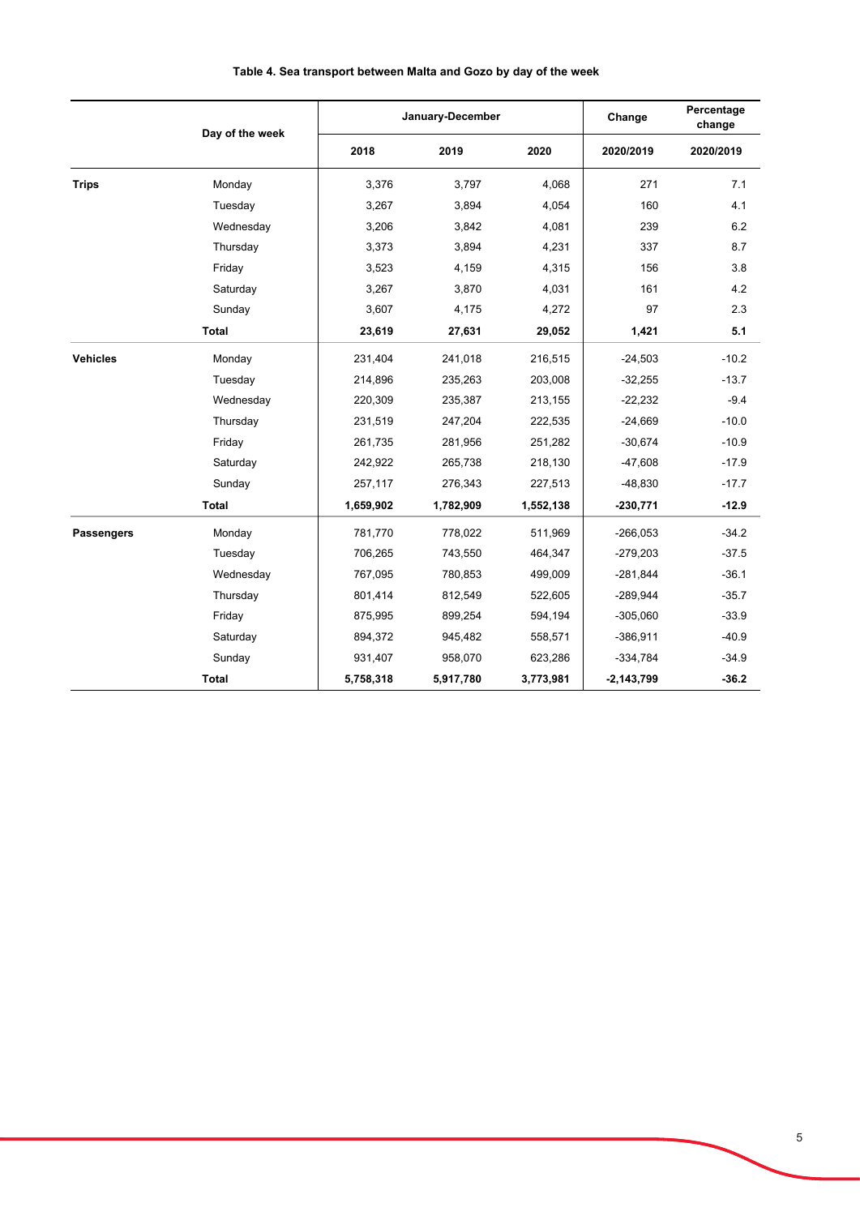**Table 4. Sea transport between Malta and Gozo by day of the week**

| | Day of the week | January-December | | | Change | Percentage change |
|---|---|---|---|---|---|---|
| | | 2018 | 2019 | 2020 | 2020/2019 | 2020/2019 |
| **Trips** | Monday | 3,376 | 3,797 | 4,068 | 271 | 7.1 |
| | Tuesday | 3,267 | 3,894 | 4,054 | 160 | 4.1 |
| | Wednesday | 3,206 | 3,842 | 4,081 | 239 | 6.2 |
| | Thursday | 3,373 | 3,894 | 4,231 | 337 | 8.7 |
| | Friday | 3,523 | 4,159 | 4,315 | 156 | 3.8 |
| | Saturday | 3,267 | 3,870 | 4,031 | 161 | 4.2 |
| | Sunday | 3,607 | 4,175 | 4,272 | 97 | 2.3 |
| | **Total** | **23,619** | **27,631** | **29,052** | **1,421** | **5.1** |
| **Vehicles** | Monday | 231,404 | 241,018 | 216,515 | -24,503 | -10.2 |
| | Tuesday | 214,896 | 235,263 | 203,008 | -32,255 | -13.7 |
| | Wednesday | 220,309 | 235,387 | 213,155 | -22,232 | -9.4 |
| | Thursday | 231,519 | 247,204 | 222,535 | -24,669 | -10.0 |
| | Friday | 261,735 | 281,956 | 251,282 | -30,674 | -10.9 |
| | Saturday | 242,922 | 265,738 | 218,130 | -47,608 | -17.9 |
| | Sunday | 257,117 | 276,343 | 227,513 | -48,830 | -17.7 |
| | **Total** | **1,659,902** | **1,782,909** | **1,552,138** | **-230,771** | **-12.9** |
| **Passengers** | Monday | 781,770 | 778,022 | 511,969 | -266,053 | -34.2 |
| | Tuesday | 706,265 | 743,550 | 464,347 | -279,203 | -37.5 |
| | Wednesday | 767,095 | 780,853 | 499,009 | -281,844 | -36.1 |
| | Thursday | 801,414 | 812,549 | 522,605 | -289,944 | -35.7 |
| | Friday | 875,995 | 899,254 | 594,194 | -305,060 | -33.9 |
| | Saturday | 894,372 | 945,482 | 558,571 | -386,911 | -40.9 |
| | Sunday | 931,407 | 958,070 | 623,286 | -334,784 | -34.9 |
| | **Total** | **5,758,318** | **5,917,780** | **3,773,981** | **-2,143,799** | **-36.2** |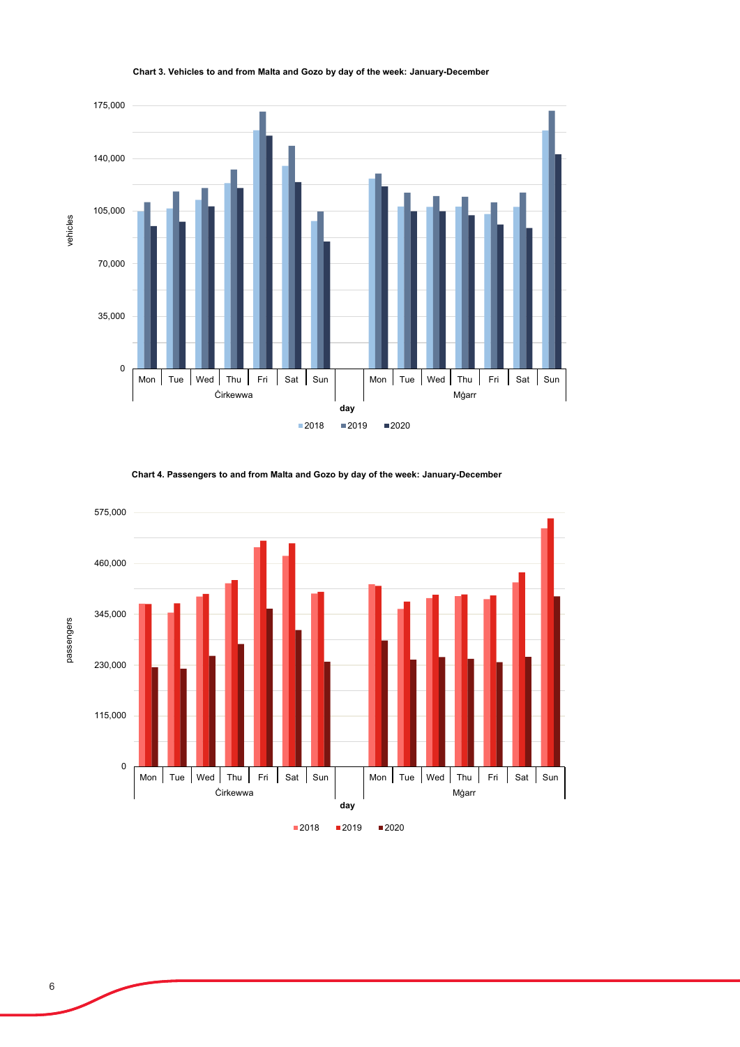**Chart 3. Vehicles to and from Malta and Gozo by day of the week: January-December**

**Chart 4. Passengers to and from Malta and Gozo by day of the week: January-December**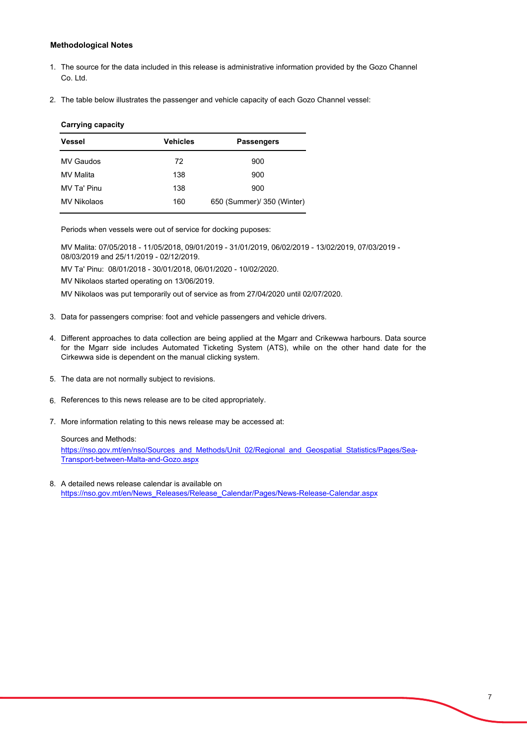**Methodological Notes**

1. The source for the data included in this release is administrative information provided by the Gozo Channel Co. Ltd.

2. The table below illustrates the passenger and vehicle capacity of each Gozo Channel vessel:

**Carrying capacity**

| Vessel | Vehicles | Passengers |
|---|---|---|
| MV Gaudos | 72 | 900 |
| MV Malita | 138 | 900 |
| MV Ta' Pinu | 138 | 900 |
| MV Nikolaos | 160 | 650 (Summer)/ 350 (Winter) |

Periods when vessels were out of service for docking puposes:

MV Malita: 07/05/2018 - 11/05/2018, 09/01/2019 - 31/01/2019, 06/02/2019 - 13/02/2019, 07/03/2019 - 08/03/2019 and 25/11/2019 - 02/12/2019.

MV Ta' Pinu: 08/01/2018 - 30/01/2018, 06/01/2020 - 10/02/2020.

MV Nikolaos started operating on 13/06/2019.

MV Nikolaos was put temporarily out of service as from 27/04/2020 until 02/07/2020.

3. Data for passengers comprise: foot and vehicle passengers and vehicle drivers.

4. Different approaches to data collection are being applied at the Mgarr and Crikewwa harbours. Data source for the Mgarr side includes Automated Ticketing System (ATS), while on the other hand date for the Cirkewwa side is dependent on the manual clicking system.

5. The data are not normally subject to revisions.

6. References to this news release are to be cited appropriately.

7. More information relating to this news release may be accessed at:

   Sources and Methods:
   https://nso.gov.mt/en/nso/Sources_and_Methods/Unit_02/Regional_and_Geospatial_Statistics/Pages/Sea-Transport-between-Malta-and-Gozo.aspx

8. A detailed news release calendar is available on
   https://nso.gov.mt/en/News_Releases/Release_Calendar/Pages/News-Release-Calendar.aspx